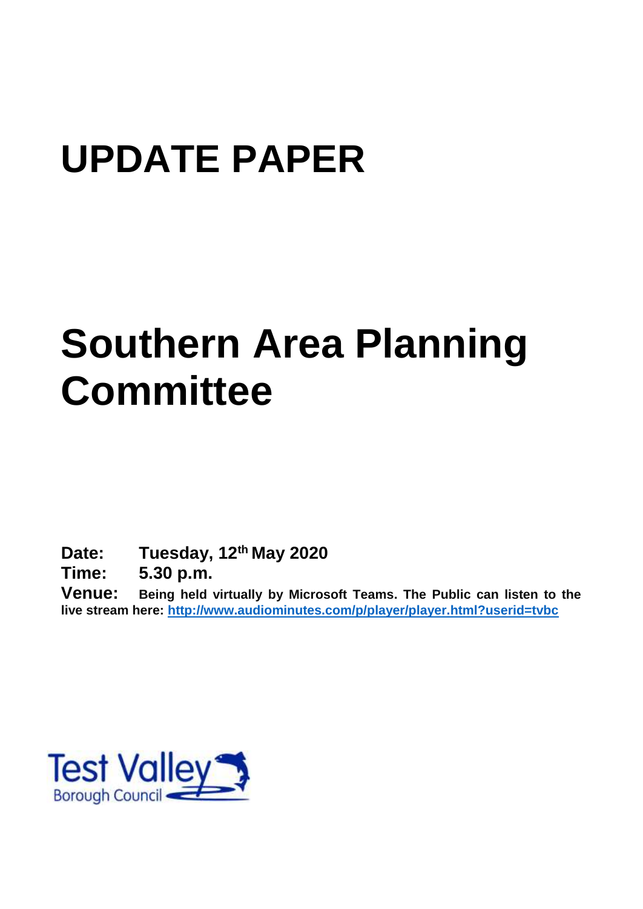# UPDATE PAPER

# Southern Area Planning Committee

**Date:** Tuesday, 12th May 2020

**Time:** 5.30 p.m.

**Venue:** Being held virtually by Microsoft Teams. The Public can listen to the live stream here: http://www.audiominutes.com/p/player/player.html?userid=tvbc

Test Valley Borough Council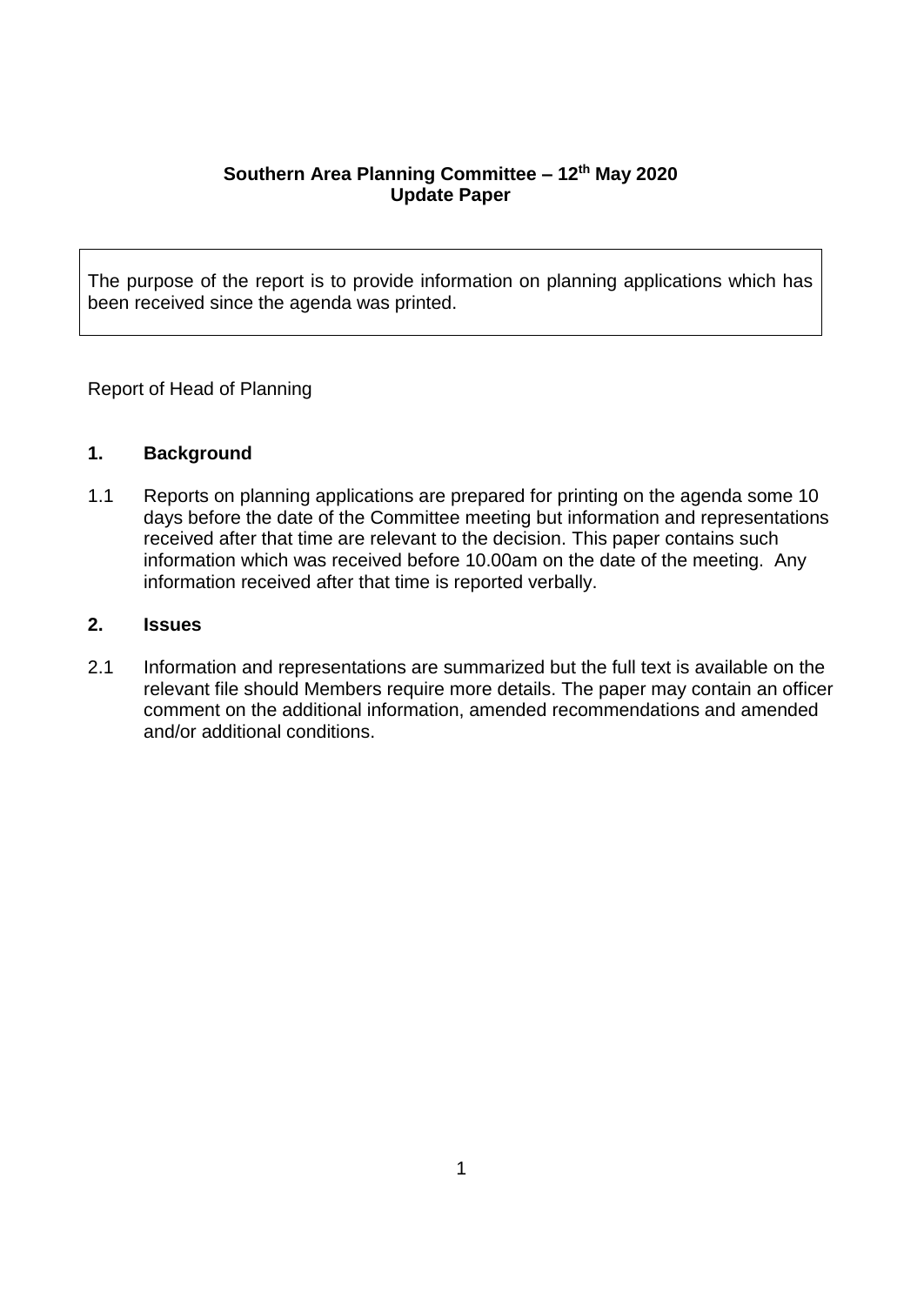**Southern Area Planning Committee – 12th May 2020**
**Update Paper**

The purpose of the report is to provide information on planning applications which has been received since the agenda was printed.

Report of Head of Planning

## 1. Background

1.1 Reports on planning applications are prepared for printing on the agenda some 10 days before the date of the Committee meeting but information and representations received after that time are relevant to the decision. This paper contains such information which was received before 10.00am on the date of the meeting. Any information received after that time is reported verbally.

## 2. Issues

2.1 Information and representations are summarized but the full text is available on the relevant file should Members require more details. The paper may contain an officer comment on the additional information, amended recommendations and amended and/or additional conditions.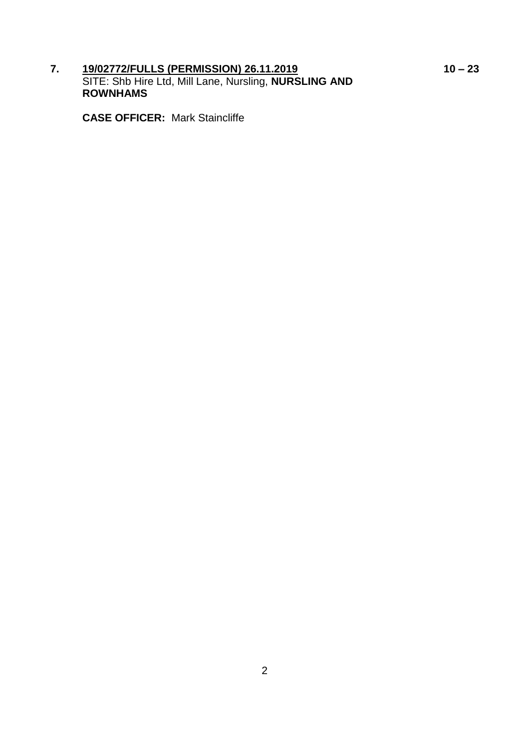**7.** **19/02772/FULLS (PERMISSION) 26.11.2019** **10 – 23**
SITE: Shb Hire Ltd, Mill Lane, Nursling, **NURSLING AND ROWNHAMS**

**CASE OFFICER:** Mark Staincliffe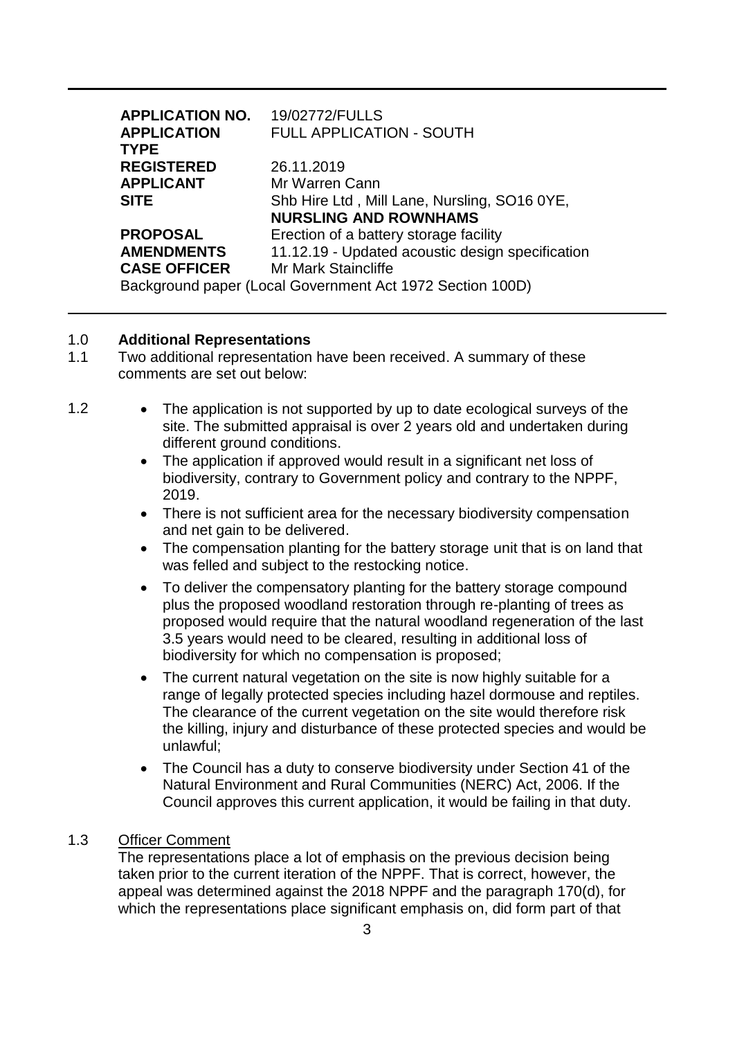| | |
|---|---|
| **APPLICATION NO.** | 19/02772/FULLS |
| **APPLICATION TYPE** | FULL APPLICATION - SOUTH |
| **REGISTERED** | 26.11.2019 |
| **APPLICANT** | Mr Warren Cann |
| **SITE** | Shb Hire Ltd , Mill Lane, Nursling, SO16 0YE, **NURSLING AND ROWNHAMS** |
| **PROPOSAL** | Erection of a battery storage facility |
| **AMENDMENTS** | 11.12.19 - Updated acoustic design specification |
| **CASE OFFICER** | Mr Mark Staincliffe |

Background paper (Local Government Act 1972 Section 100D)

## 1.0 **Additional Representations**

1.1 Two additional representation have been received. A summary of these comments are set out below:

1.2

- The application is not supported by up to date ecological surveys of the site. The submitted appraisal is over 2 years old and undertaken during different ground conditions.
- The application if approved would result in a significant net loss of biodiversity, contrary to Government policy and contrary to the NPPF, 2019.
- There is not sufficient area for the necessary biodiversity compensation and net gain to be delivered.
- The compensation planting for the battery storage unit that is on land that was felled and subject to the restocking notice.
- To deliver the compensatory planting for the battery storage compound plus the proposed woodland restoration through re-planting of trees as proposed would require that the natural woodland regeneration of the last 3.5 years would need to be cleared, resulting in additional loss of biodiversity for which no compensation is proposed;
- The current natural vegetation on the site is now highly suitable for a range of legally protected species including hazel dormouse and reptiles. The clearance of the current vegetation on the site would therefore risk the killing, injury and disturbance of these protected species and would be unlawful;
- The Council has a duty to conserve biodiversity under Section 41 of the Natural Environment and Rural Communities (NERC) Act, 2006. If the Council approves this current application, it would be failing in that duty.

1.3 Officer Comment

The representations place a lot of emphasis on the previous decision being taken prior to the current iteration of the NPPF. That is correct, however, the appeal was determined against the 2018 NPPF and the paragraph 170(d), for which the representations place significant emphasis on, did form part of that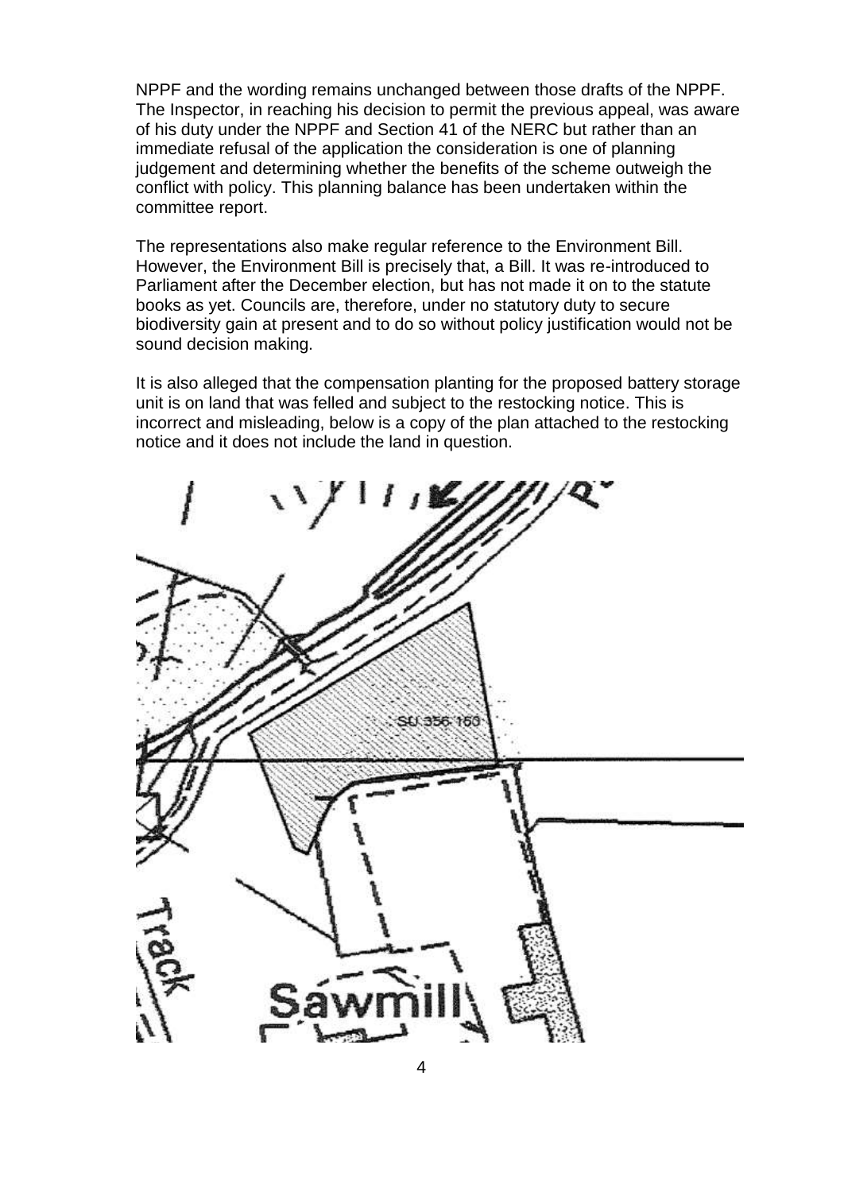NPPF and the wording remains unchanged between those drafts of the NPPF. The Inspector, in reaching his decision to permit the previous appeal, was aware of his duty under the NPPF and Section 41 of the NERC but rather than an immediate refusal of the application the consideration is one of planning judgement and determining whether the benefits of the scheme outweigh the conflict with policy. This planning balance has been undertaken within the committee report.

The representations also make regular reference to the Environment Bill. However, the Environment Bill is precisely that, a Bill. It was re-introduced to Parliament after the December election, but has not made it on to the statute books as yet. Councils are, therefore, under no statutory duty to secure biodiversity gain at present and to do so without policy justification would not be sound decision making.

It is also alleged that the compensation planting for the proposed battery storage unit is on land that was felled and subject to the restocking notice. This is incorrect and misleading, below is a copy of the plan attached to the restocking notice and it does not include the land in question.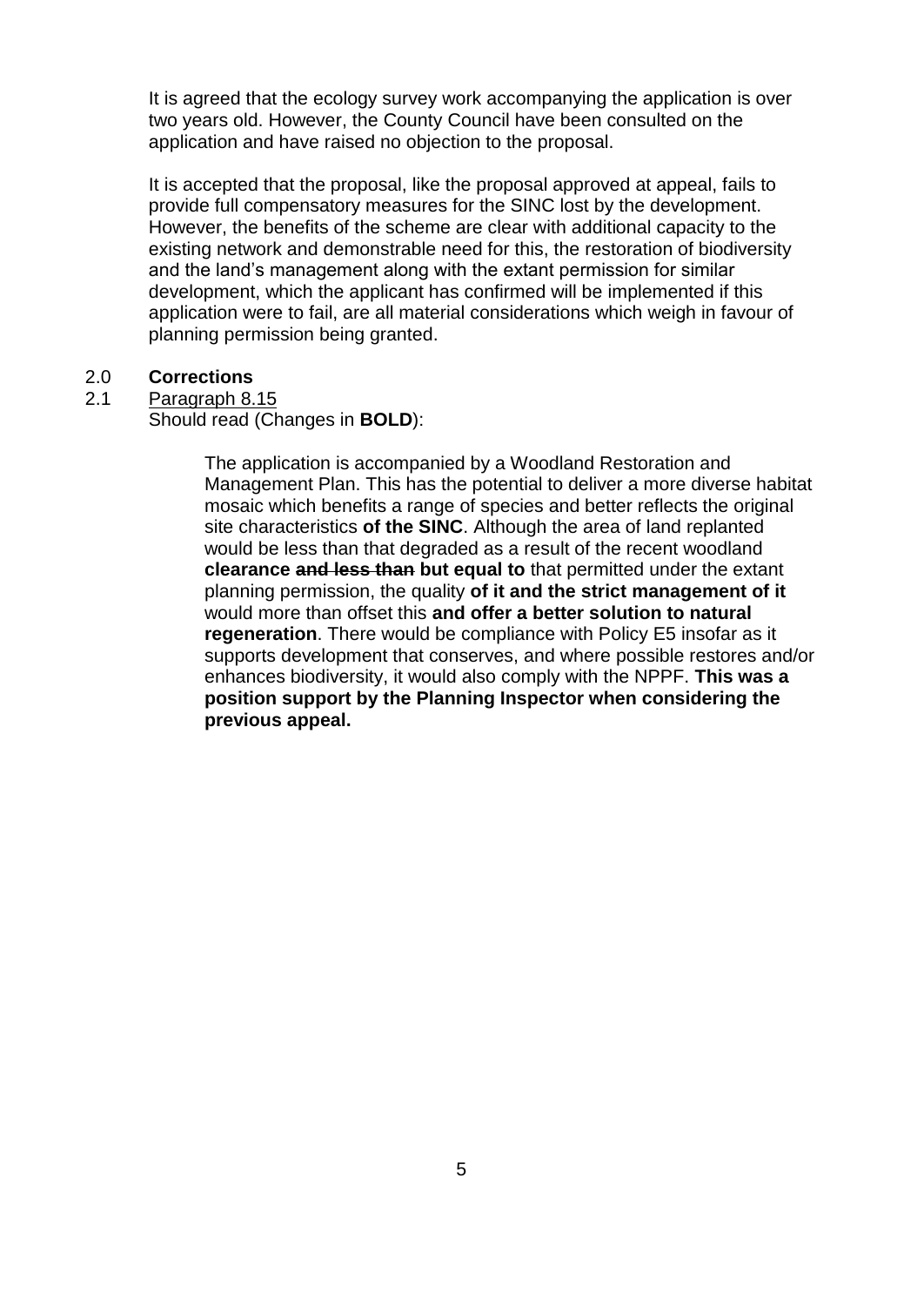It is agreed that the ecology survey work accompanying the application is over two years old. However, the County Council have been consulted on the application and have raised no objection to the proposal.

It is accepted that the proposal, like the proposal approved at appeal, fails to provide full compensatory measures for the SINC lost by the development. However, the benefits of the scheme are clear with additional capacity to the existing network and demonstrable need for this, the restoration of biodiversity and the land's management along with the extant permission for similar development, which the applicant has confirmed will be implemented if this application were to fail, are all material considerations which weigh in favour of planning permission being granted.

## 2.0 **Corrections**

### 2.1 Paragraph 8.15

Should read (Changes in **BOLD**):

> The application is accompanied by a Woodland Restoration and Management Plan. This has the potential to deliver a more diverse habitat mosaic which benefits a range of species and better reflects the original site characteristics **of the SINC**. Although the area of land replanted would be less than that degraded as a result of the recent woodland **clearance ~~and less than~~ but equal to** that permitted under the extant planning permission, the quality **of it and the strict management of it** would more than offset this **and offer a better solution to natural regeneration**. There would be compliance with Policy E5 insofar as it supports development that conserves, and where possible restores and/or enhances biodiversity, it would also comply with the NPPF. **This was a position support by the Planning Inspector when considering the previous appeal.**